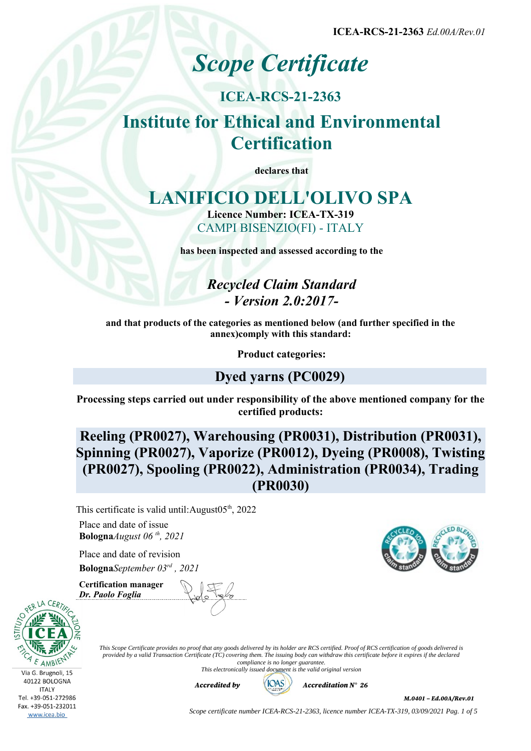ICEA-RCS-21-2363 *Ed.00A/Rev.01*

# *Scope Certificate*

## ICEA-RCS-21-2363

## Institute for Ethical and Environmental Certification

**declares that**

# LANIFICIO DELL'OLIVO SPA

**Licence Number: ICEA-TX-319**

CAMPI BISENZIO(FI) - ITALY

**has been inspected and assessed according to the**

## *Recycled Claim Standard - Version 2.0:2017-*

**and that products of the categories as mentioned below (and further specified in the annex)comply with this standard:**

**Product categories:**

## Dyed yarns (PC0029)

**Processing steps carried out under responsibility of the above mentioned company for the certified products:**

## Reeling (PR0027), Warehousing (PR0031), Distribution (PR0031), Spinning (PR0027), Vaporize (PR0012), Dyeing (PR0008), Twisting (PR0027), Spooling (PR0022), Administration (PR0034), Trading (PR0030)

This certificate is valid until:August05th, 2022

Place and date of issue
**Bologna***August 06 th, 2021*

Place and date of revision
**Bologna***September 03rd , 2021*

**Certification manager**
***Dr. Paolo Foglia***

Via G. Brugnoli, 15
40122 BOLOGNA
ITALY
Tel. +39-051-272986
Fax. +39-051-232011
www.icea.bio

*This Scope Certificate provides no proof that any goods delivered by its holder are RCS certified. Proof of RCS certification of goods delivered is provided by a valid Transaction Certificate (TC) covering them. The issuing body can withdraw this certificate before it expires if the declared compliance is no longer guarantee.*
*This electronically issued document is the valid original version*

***Accredited by*** ***Accreditation N° 26***

***M.0401 – Ed.00A/Rev.01***

*Scope certificate number ICEA-RCS-21-2363, licence number ICEA-TX-319, 03/09/2021*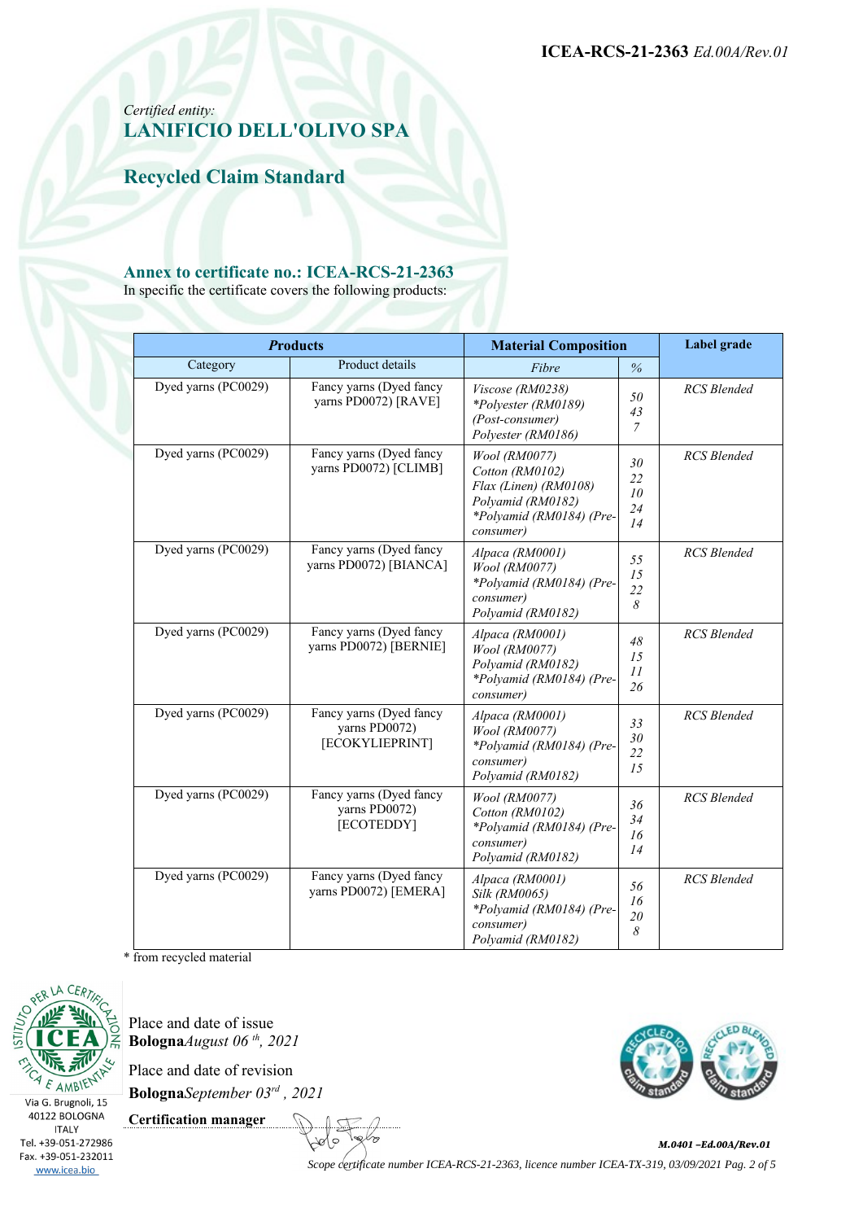*Certified entity:*

## LANIFICIO DELL'OLIVO SPA

## Recycled Claim Standard

### Annex to certificate no.: ICEA-RCS-21-2363

In specific the certificate covers the following products:

| ***Products*** | | **Material Composition** | | **Label grade** |
|---|---|---|---|---|
| Category | Product details | *Fibre* | *%* | |
| Dyed yarns (PC0029) | Fancy yarns (Dyed fancy yarns PD0072) [RAVE] | *Viscose (RM0238)*<br>*\*Polyester (RM0189) (Post-consumer)*<br>*Polyester (RM0186)* | *50*<br>*43*<br>*7* | *RCS Blended* |
| Dyed yarns (PC0029) | Fancy yarns (Dyed fancy yarns PD0072) [CLIMB] | *Wool (RM0077)*<br>*Cotton (RM0102)*<br>*Flax (Linen) (RM0108)*<br>*Polyamid (RM0182)*<br>*\*Polyamid (RM0184) (Pre-consumer)* | *30*<br>*22*<br>*10*<br>*24*<br>*14* | *RCS Blended* |
| Dyed yarns (PC0029) | Fancy yarns (Dyed fancy yarns PD0072) [BIANCA] | *Alpaca (RM0001)*<br>*Wool (RM0077)*<br>*\*Polyamid (RM0184) (Pre-consumer)*<br>*Polyamid (RM0182)* | *55*<br>*15*<br>*22*<br>*8* | *RCS Blended* |
| Dyed yarns (PC0029) | Fancy yarns (Dyed fancy yarns PD0072) [BERNIE] | *Alpaca (RM0001)*<br>*Wool (RM0077)*<br>*Polyamid (RM0182)*<br>*\*Polyamid (RM0184) (Pre-consumer)* | *48*<br>*15*<br>*11*<br>*26* | *RCS Blended* |
| Dyed yarns (PC0029) | Fancy yarns (Dyed fancy yarns PD0072) [ECOKYLIEPRINT] | *Alpaca (RM0001)*<br>*Wool (RM0077)*<br>*\*Polyamid (RM0184) (Pre-consumer)*<br>*Polyamid (RM0182)* | *33*<br>*30*<br>*22*<br>*15* | *RCS Blended* |
| Dyed yarns (PC0029) | Fancy yarns (Dyed fancy yarns PD0072) [ECOTEDDY] | *Wool (RM0077)*<br>*Cotton (RM0102)*<br>*\*Polyamid (RM0184) (Pre-consumer)*<br>*Polyamid (RM0182)* | *36*<br>*34*<br>*16*<br>*14* | *RCS Blended* |
| Dyed yarns (PC0029) | Fancy yarns (Dyed fancy yarns PD0072) [EMERA] | *Alpaca (RM0001)*<br>*Silk (RM0065)*<br>*\*Polyamid (RM0184) (Pre-consumer)*<br>*Polyamid (RM0182)* | *56*<br>*16*<br>*20*<br>*8* | *RCS Blended* |

\* from recycled material

Place and date of issue
**Bologna***August 06 th, 2021*

Place and date of revision
**Bologna***September 03rd , 2021*

**Certification manager**

Via G. Brugnoli, 15
40122 BOLOGNA
ITALY
Tel. +39-051-272986
Fax. +39-051-232011
www.icea.bio

*Scope certificate number ICEA-RCS-21-2363, licence number ICEA-TX-319, 03/09/2021*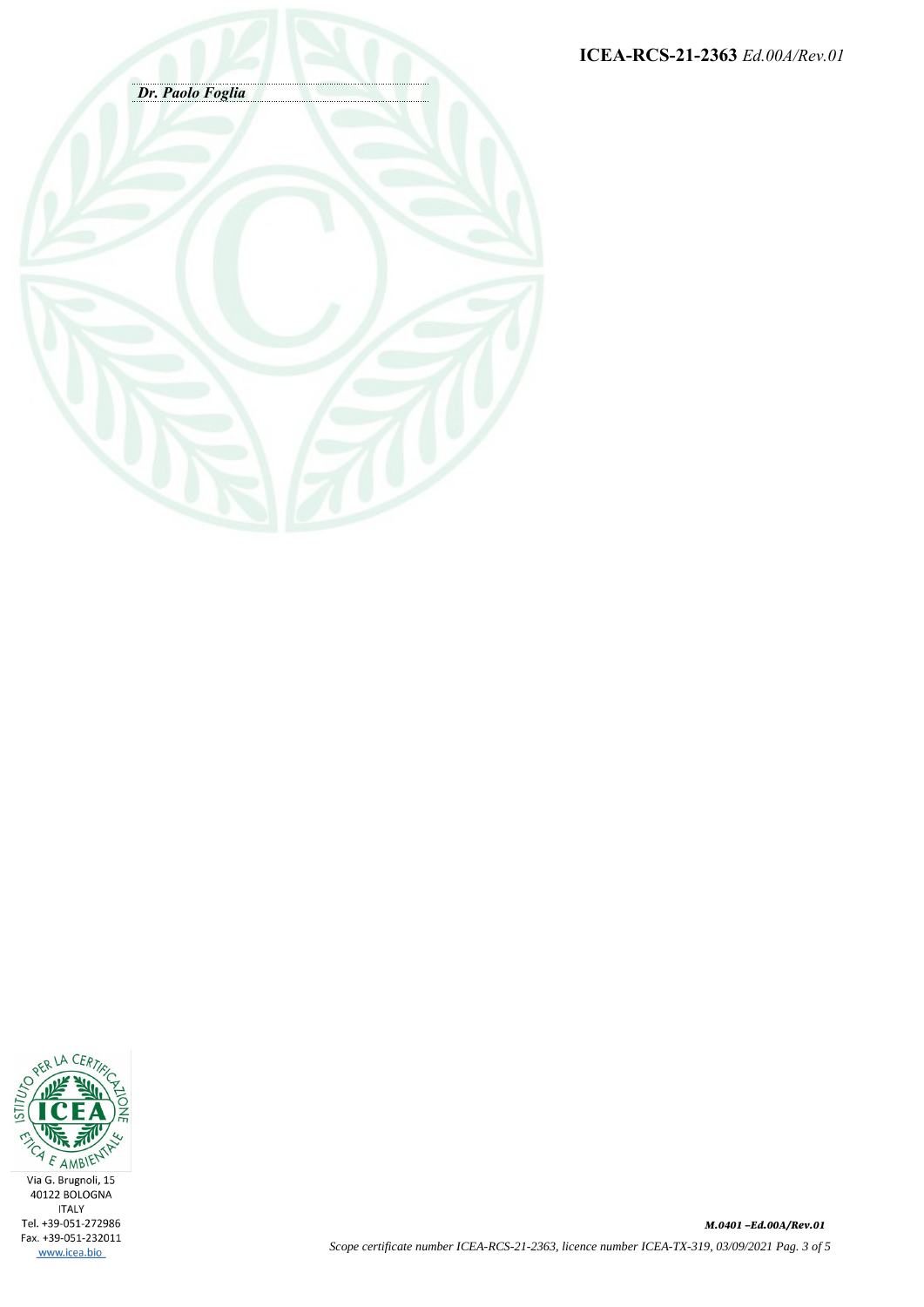*Dr. Paolo Foglia*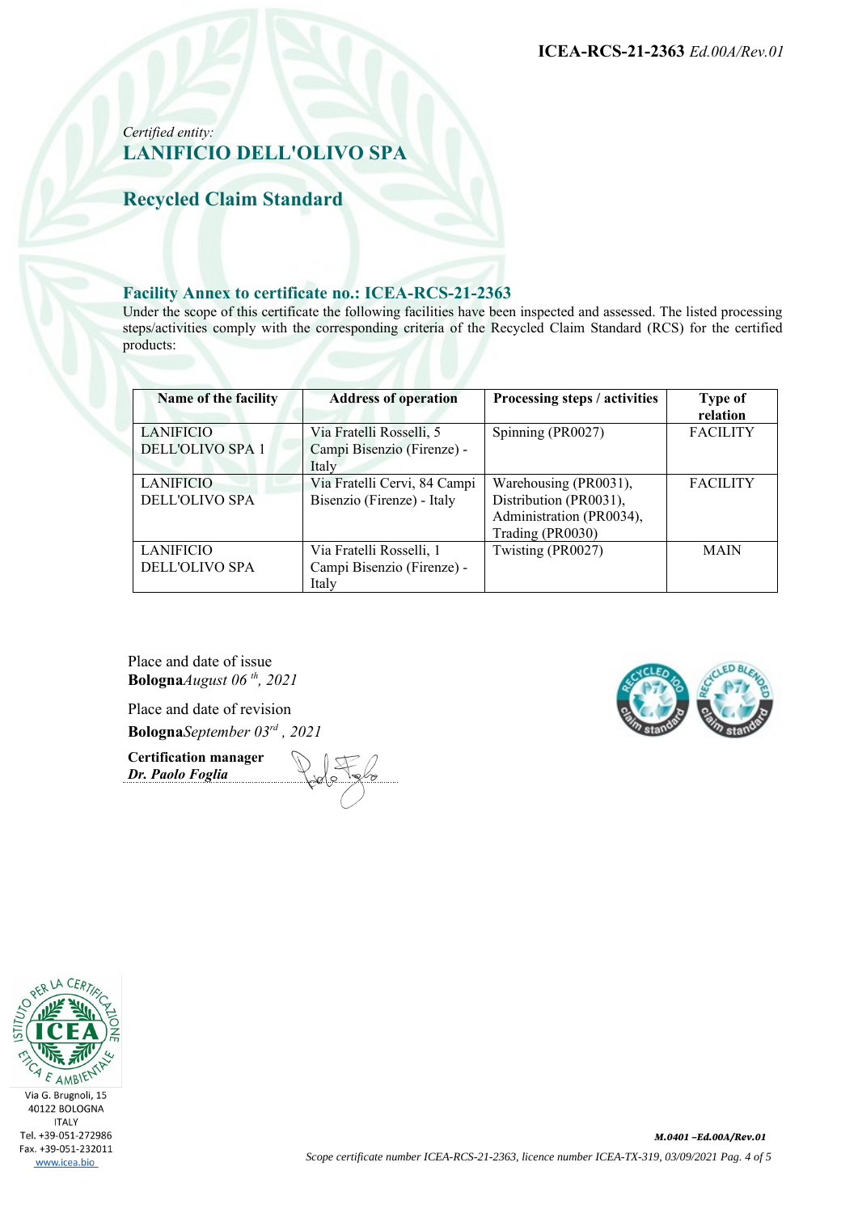*Certified entity:*

## LANIFICIO DELL'OLIVO SPA

## Recycled Claim Standard

### Facility Annex to certificate no.: ICEA-RCS-21-2363

Under the scope of this certificate the following facilities have been inspected and assessed. The listed processing steps/activities comply with the corresponding criteria of the Recycled Claim Standard (RCS) for the certified products:

| Name of the facility | Address of operation | Processing steps / activities | Type of relation |
|---|---|---|---|
| LANIFICIO DELL'OLIVO SPA 1 | Via Fratelli Rosselli, 5 Campi Bisenzio (Firenze) - Italy | Spinning (PR0027) | FACILITY |
| LANIFICIO DELL'OLIVO SPA | Via Fratelli Cervi, 84 Campi Bisenzio (Firenze) - Italy | Warehousing (PR0031), Distribution (PR0031), Administration (PR0034), Trading (PR0030) | FACILITY |
| LANIFICIO DELL'OLIVO SPA | Via Fratelli Rosselli, 1 Campi Bisenzio (Firenze) - Italy | Twisting (PR0027) | MAIN |

Place and date of issue
**Bologna***August 06 th, 2021*

Place and date of revision
**Bologna***September 03rd , 2021*

**Certification manager**
***Dr. Paolo Foglia***

Via G. Brugnoli, 15
40122 BOLOGNA
ITALY
Tel. +39-051-272986
Fax. +39-051-232011
www.icea.bio

*M.0401 –Ed.00A/Rev.01*

*Scope certificate number ICEA-RCS-21-2363, licence number ICEA-TX-319, 03/09/2021*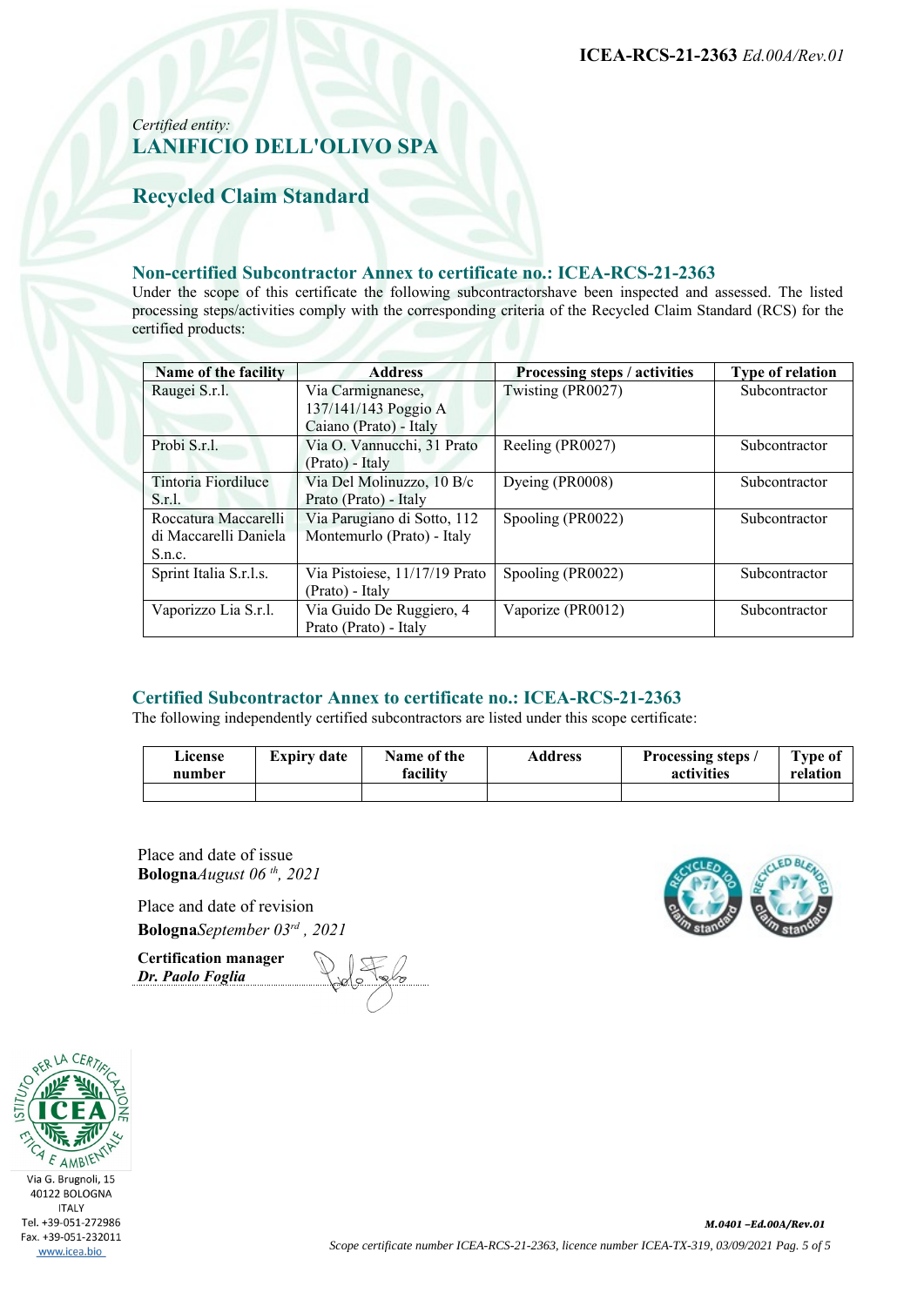*Certified entity:*
## LANIFICIO DELL'OLIVO SPA

## Recycled Claim Standard

### Non-certified Subcontractor Annex to certificate no.: ICEA-RCS-21-2363

Under the scope of this certificate the following subcontractorshave been inspected and assessed. The listed processing steps/activities comply with the corresponding criteria of the Recycled Claim Standard (RCS) for the certified products:

| Name of the facility | Address | Processing steps / activities | Type of relation |
|---|---|---|---|
| Raugei S.r.l. | Via Carmignanese, 137/141/143 Poggio A Caiano (Prato) - Italy | Twisting (PR0027) | Subcontractor |
| Probi S.r.l. | Via O. Vannucchi, 31 Prato (Prato) - Italy | Reeling (PR0027) | Subcontractor |
| Tintoria Fiordiluce S.r.l. | Via Del Molinuzzo, 10 B/c Prato (Prato) - Italy | Dyeing (PR0008) | Subcontractor |
| Roccatura Maccarelli di Maccarelli Daniela S.n.c. | Via Parugiano di Sotto, 112 Montemurlo (Prato) - Italy | Spooling (PR0022) | Subcontractor |
| Sprint Italia S.r.l.s. | Via Pistoiese, 11/17/19 Prato (Prato) - Italy | Spooling (PR0022) | Subcontractor |
| Vaporizzo Lia S.r.l. | Via Guido De Ruggiero, 4 Prato (Prato) - Italy | Vaporize (PR0012) | Subcontractor |

### Certified Subcontractor Annex to certificate no.: ICEA-RCS-21-2363

The following independently certified subcontractors are listed under this scope certificate:

| License number | Expiry date | Name of the facility | Address | Processing steps / activities | Type of relation |
|---|---|---|---|---|---|
| | | | | | |

Place and date of issue
**Bologna***August 06 th, 2021*

Place and date of revision
**Bologna***September 03rd , 2021*

**Certification manager**
***Dr. Paolo Foglia***

Via G. Brugnoli, 15
40122 BOLOGNA
ITALY
Tel. +39-051-272986
Fax. +39-051-232011
www.icea.bio

***M.0401 –Ed.00A/Rev.01***

*Scope certificate number ICEA-RCS-21-2363, licence number ICEA-TX-319, 03/09/2021*